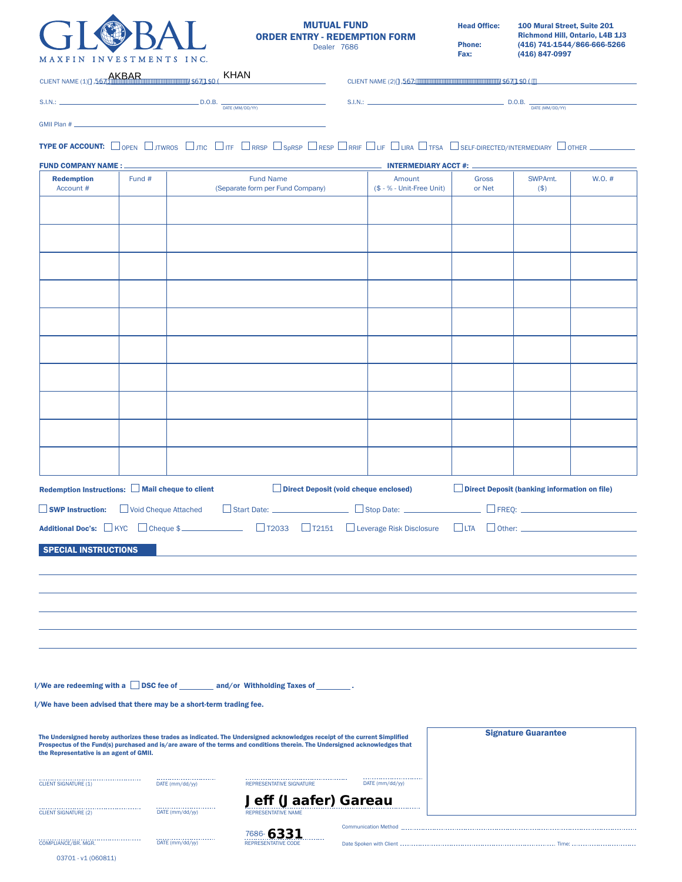# GLOBAL
MAXFIN INVESTMENTS INC.

## MUTUAL FUND ORDER ENTRY - REDEMPTION FORM

Dealer 7686

**Head Office:** 100 Mural Street, Suite 201 Richmond Hill, Ontario, L4B 1J3
**Phone:** (416) 741-1544/866-666-5266
**Fax:** (416) 847-0997

CLIENT NAME (1) (FIRST, LAST): AKBAR KHAN

CLIENT NAME (2) (FIRST, LAST): ______

S.I.N.: ______ D.O.B. ______ DATE (MM/DD/YY)

S.I.N.: ______ D.O.B. ______ DATE (MM/DD/YY)

GMII Plan # ______

**TYPE OF ACCOUNT:** ☐ OPEN ☐ JTWROS ☐ JTIC ☐ ITF ☐ RRSP ☐ SpRSP ☐ RESP ☐ RRIF ☐ LIF ☐ LIRA ☐ TFSA ☐ SELF-DIRECTED/INTERMEDIARY ☐ OTHER ______

**FUND COMPANY NAME :** ______ **INTERMEDIARY ACCT #:** ______

| Redemption Account # | Fund # | Fund Name (Separate form per Fund Company) | Amount ($ - % - Unit-Free Unit) | Gross or Net | SWPAmt. ($) | W.O. # |
|---|---|---|---|---|---|---|
| | | | | | | |
| | | | | | | |
| | | | | | | |
| | | | | | | |
| | | | | | | |
| | | | | | | |
| | | | | | | |
| | | | | | | |
| | | | | | | |
| | | | | | | |

**Redemption Instructions:** ☐ **Mail cheque to client** ☐ **Direct Deposit (void cheque enclosed)** ☐ **Direct Deposit (banking information on file)**

☐ **SWP Instruction:** ☐ Void Cheque Attached ☐ Start Date: ______ ☐ Stop Date: ______ ☐ FREQ: ______

**Additional Doc's:** ☐ KYC ☐ Cheque $ ______ ☐ T2033 ☐ T2151 ☐ Leverage Risk Disclosure ☐ LTA ☐ Other: ______

**SPECIAL INSTRUCTIONS**

**I/We are redeeming with a** ☐ **DSC fee of** ______ **and/or Withholding Taxes of** ______ **.**

**I/We have been advised that there may be a short-term trading fee.**

**The Undersigned hereby authorizes these trades as indicated. The Undersigned acknowledges receipt of the current Simplified Prospectus of the Fund(s) purchased and is/are aware of the terms and conditions therein. The Undersigned acknowledges that the Representative is an agent of GMII.**

**Signature Guarantee**

CLIENT SIGNATURE (1) ______ DATE (mm/dd/yy) ______

REPRESENTATIVE SIGNATURE ______ DATE (mm/dd/yy) ______

CLIENT SIGNATURE (2) ______ DATE (mm/dd/yy) ______

REPRESENTATIVE NAME: **Jeff (Jaafer) Gareau**

COMPLIANCE/BR. MGR. ______ DATE (mm/dd/yy) ______

REPRESENTATIVE CODE: 7686- **6331**

Communication Method ______

Date Spoken with Client ______ Time: ______

03701 - v1 (060811)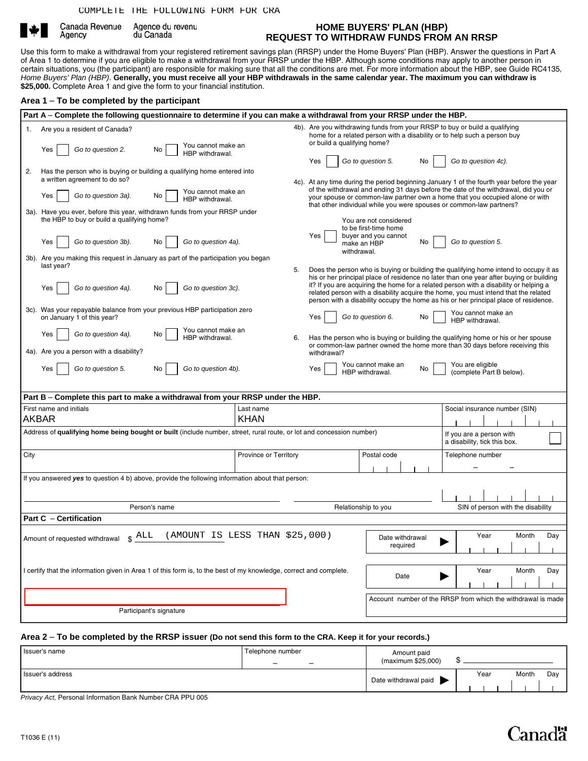COMPLETE THE FOLLOWING FORM FOR CRA

Canada Revenue Agency / Agence du revenu du Canada

# HOME BUYERS' PLAN (HBP) REQUEST TO WITHDRAW FUNDS FROM AN RRSP

Use this form to make a withdrawal from your registered retirement savings plan (RRSP) under the Home Buyers' Plan (HBP). Answer the questions in Part A of Area 1 to determine if you are eligible to make a withdrawal from your RRSP under the HBP. Although some conditions may apply to another person in certain situations, you (the participant) are responsible for making sure that all the conditions are met. For more information about the HBP, see Guide RC4135, *Home Buyers' Plan (HBP)*. **Generally, you must receive all your HBP withdrawals in the same calendar year. The maximum you can withdraw is $25,000.** Complete Area 1 and give the form to your financial institution.

## Area 1 – To be completed by the participant

### Part A – Complete the following questionnaire to determine if you can make a withdrawal from your RRSP under the HBP.

1. Are you a resident of Canada?
   Yes ☐ Go to question 2. No ☐ You cannot make an HBP withdrawal.

2. Has the person who is buying or building a qualifying home entered into a written agreement to do so?
   Yes ☐ Go to question 3a). No ☐ You cannot make an HBP withdrawal.

3a). Have you ever, before this year, withdrawn funds from your RRSP under the HBP to buy or build a qualifying home?
   Yes ☐ Go to question 3b). No ☐ Go to question 4a).

3b). Are you making this request in January as part of the participation you began last year?
   Yes ☐ Go to question 4a). No ☐ Go to question 3c).

3c). Was your repayable balance from your previous HBP participation zero on January 1 of this year?
   Yes ☐ Go to question 4a). No ☐ You cannot make an HBP withdrawal.

4a). Are you a person with a disability?
   Yes ☐ Go to question 5. No ☐ Go to question 4b).

4b). Are you withdrawing funds from your RRSP to buy or build a qualifying home for a related person with a disability or to help such a person buy or build a qualifying home?
   Yes ☐ Go to question 5. No ☐ Go to question 4c).

4c). At any time during the period beginning January 1 of the fourth year before the year of the withdrawal and ending 31 days before the date of the withdrawal, did you or your spouse or common-law partner own a home that you occupied alone or with that other individual while you were spouses or common-law partners?
   Yes ☐ You are not considered to be first-time home buyer and you cannot make an HBP withdrawal. No ☐ Go to question 5.

5. Does the person who is buying or building the qualifying home intend to occupy it as his or her principal place of residence no later than one year after buying or building it? If you are acquiring the home for a related person with a disability or helping a related person with a disability acquire the home, you must intend that the related person with a disability occupy the home as his or her principal place of residence.
   Yes ☐ Go to question 6. No ☐ You cannot make an HBP withdrawal.

6. Has the person who is buying or building the qualifying home or his or her spouse or common-law partner owned the home more than 30 days before receiving this withdrawal?
   Yes ☐ You cannot make an HBP withdrawal. No ☐ You are eligible (complete Part B below).

### Part B – Complete this part to make a withdrawal from your RRSP under the HBP.

| First name and initials | Last name | Social insurance number (SIN) |
|---|---|---|
| AKBAR | KHAN | |

Address of **qualifying home being bought or built** (include number, street, rural route, or lot and concession number): 

If you are a person with a disability, tick this box. ☐

| City | Province or Territory | Postal code | Telephone number |
|---|---|---|---|
| | | | |

If you answered *yes* to question 4 b) above, provide the following information about that person:

| Person's name | Relationship to you | SIN of person with the disability |
|---|---|---|
| | | |

### Part C – Certification

Amount of requested withdrawal $ ALL (AMOUNT IS LESS THAN $25,000)

Date withdrawal required: Year Month Day

I certify that the information given in Area 1 of this form is, to the best of my knowledge, correct and complete.

Date: Year Month Day

Participant's signature

Account number of the RRSP from which the withdrawal is made

## Area 2 – To be completed by the RRSP issuer (Do not send this form to the CRA. Keep it for your records.)

| Issuer's name | Telephone number | Amount paid (maximum $25,000) $ |
|---|---|---|
| Issuer's address | | Date withdrawal paid: Year Month Day |

*Privacy Act*, Personal Information Bank Number CRA PPU 005

T1036 E (11)

Canada